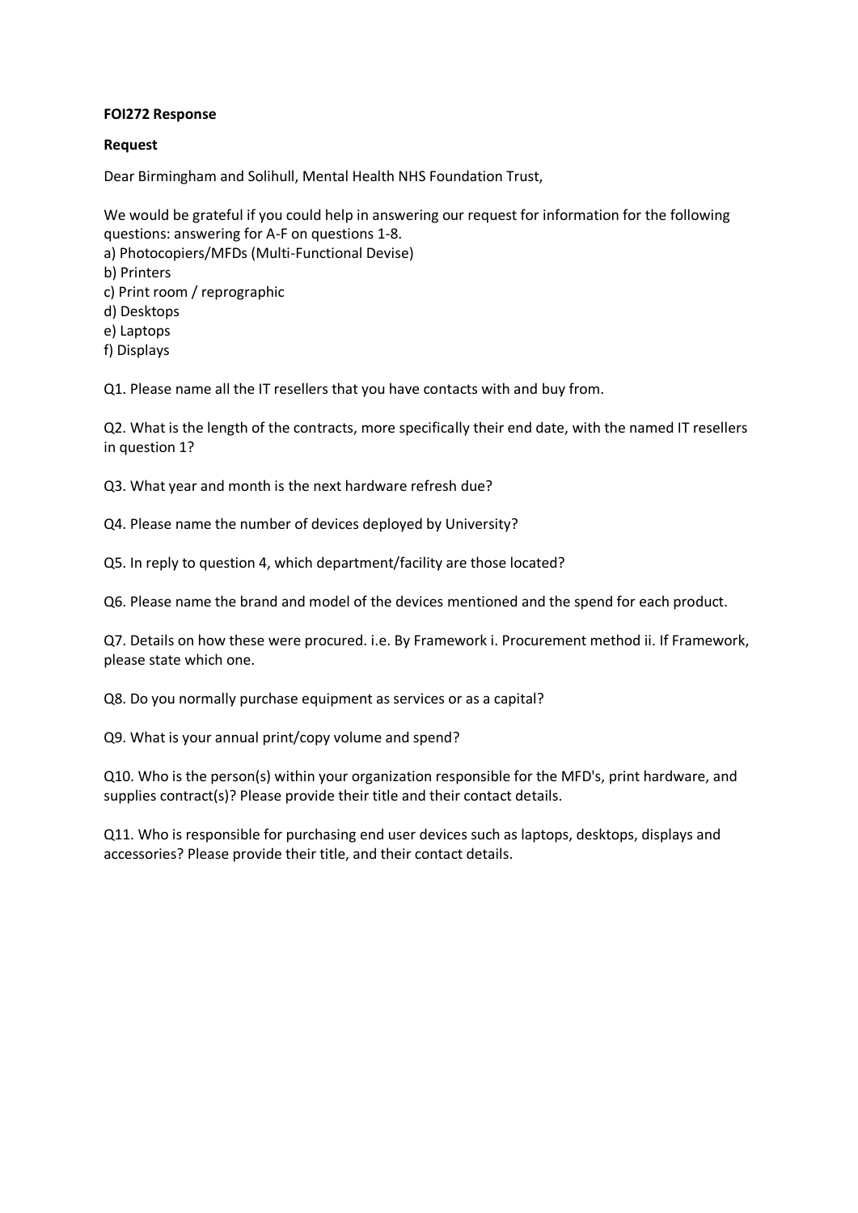**FOI272 Response**

**Request**

Dear Birmingham and Solihull, Mental Health NHS Foundation Trust,

We would be grateful if you could help in answering our request for information for the following questions: answering for A-F on questions 1-8.

a) Photocopiers/MFDs (Multi-Functional Devise)
b) Printers
c) Print room / reprographic
d) Desktops
e) Laptops
f) Displays

Q1. Please name all the IT resellers that you have contacts with and buy from.

Q2. What is the length of the contracts, more specifically their end date, with the named IT resellers in question 1?

Q3. What year and month is the next hardware refresh due?

Q4. Please name the number of devices deployed by University?

Q5. In reply to question 4, which department/facility are those located?

Q6. Please name the brand and model of the devices mentioned and the spend for each product.

Q7. Details on how these were procured. i.e. By Framework i. Procurement method ii. If Framework, please state which one.

Q8. Do you normally purchase equipment as services or as a capital?

Q9. What is your annual print/copy volume and spend?

Q10. Who is the person(s) within your organization responsible for the MFD's, print hardware, and supplies contract(s)? Please provide their title and their contact details.

Q11. Who is responsible for purchasing end user devices such as laptops, desktops, displays and accessories? Please provide their title, and their contact details.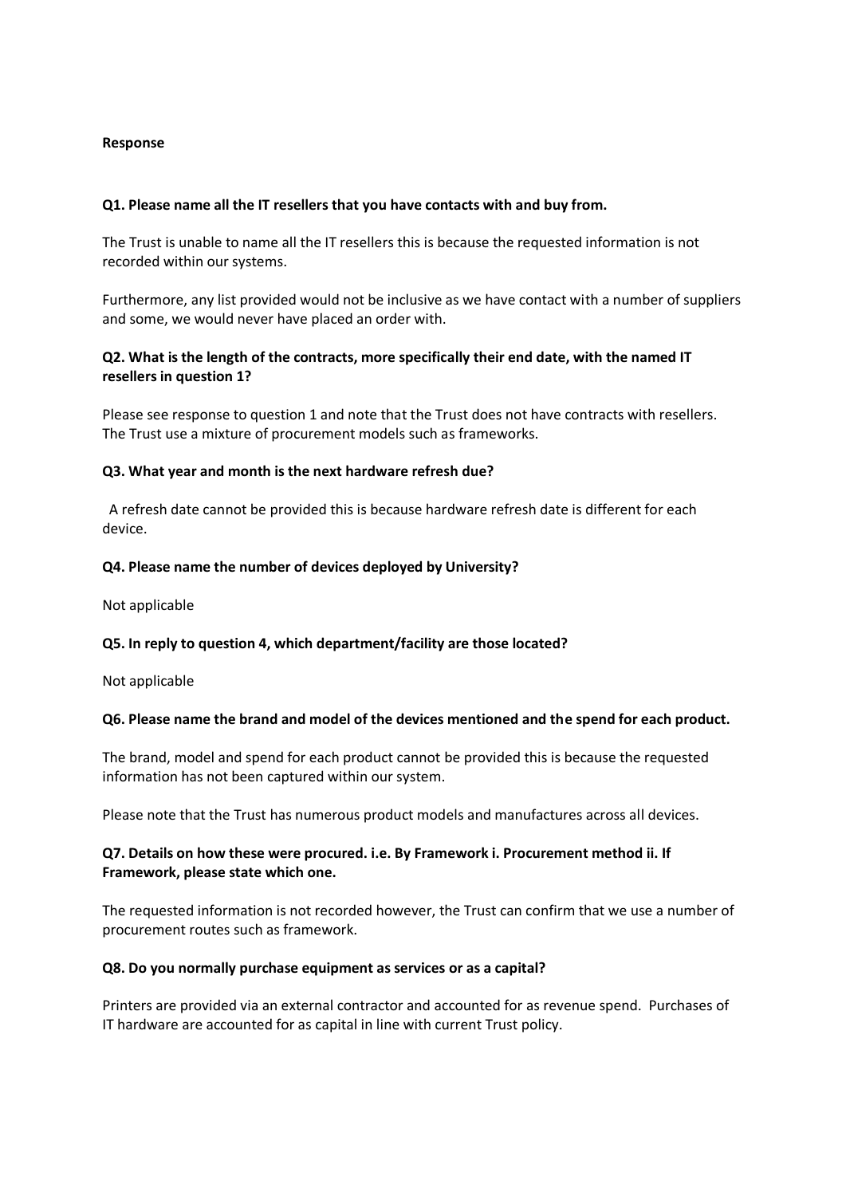**Response**

**Q1. Please name all the IT resellers that you have contacts with and buy from.**

The Trust is unable to name all the IT resellers this is because the requested information is not recorded within our systems.

Furthermore, any list provided would not be inclusive as we have contact with a number of suppliers and some, we would never have placed an order with.

**Q2. What is the length of the contracts, more specifically their end date, with the named IT resellers in question 1?**

Please see response to question 1 and note that the Trust does not have contracts with resellers. The Trust use a mixture of procurement models such as frameworks.

**Q3. What year and month is the next hardware refresh due?**

A refresh date cannot be provided this is because hardware refresh date is different for each device.

**Q4. Please name the number of devices deployed by University?**

Not applicable

**Q5. In reply to question 4, which department/facility are those located?**

Not applicable

**Q6. Please name the brand and model of the devices mentioned and the spend for each product.**

The brand, model and spend for each product cannot be provided this is because the requested information has not been captured within our system.

Please note that the Trust has numerous product models and manufactures across all devices.

**Q7. Details on how these were procured. i.e. By Framework i. Procurement method ii. If Framework, please state which one.**

The requested information is not recorded however, the Trust can confirm that we use a number of procurement routes such as framework.

**Q8. Do you normally purchase equipment as services or as a capital?**

Printers are provided via an external contractor and accounted for as revenue spend. Purchases of IT hardware are accounted for as capital in line with current Trust policy.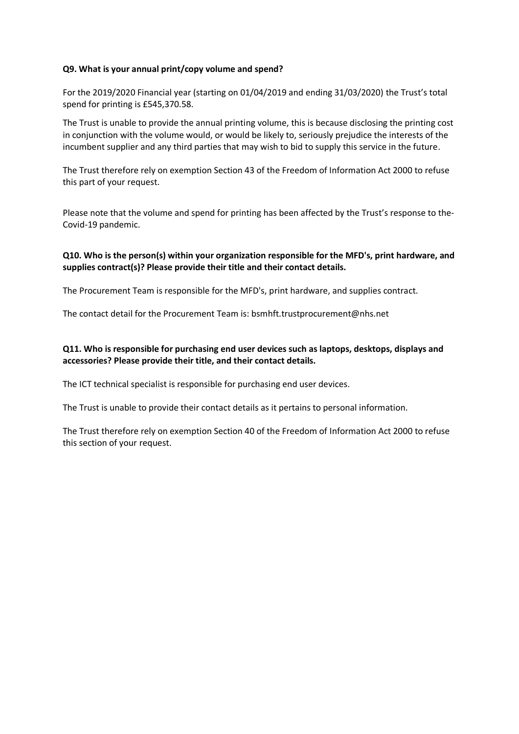**Q9. What is your annual print/copy volume and spend?**

For the 2019/2020 Financial year (starting on 01/04/2019 and ending 31/03/2020) the Trust's total spend for printing is £545,370.58.

The Trust is unable to provide the annual printing volume, this is because disclosing the printing cost in conjunction with the volume would, or would be likely to, seriously prejudice the interests of the incumbent supplier and any third parties that may wish to bid to supply this service in the future.

The Trust therefore rely on exemption Section 43 of the Freedom of Information Act 2000 to refuse this part of your request.

Please note that the volume and spend for printing has been affected by the Trust's response to the-Covid-19 pandemic.

**Q10. Who is the person(s) within your organization responsible for the MFD's, print hardware, and supplies contract(s)? Please provide their title and their contact details.**

The Procurement Team is responsible for the MFD's, print hardware, and supplies contract.

The contact detail for the Procurement Team is: bsmhft.trustprocurement@nhs.net

**Q11. Who is responsible for purchasing end user devices such as laptops, desktops, displays and accessories? Please provide their title, and their contact details.**

The ICT technical specialist is responsible for purchasing end user devices.

The Trust is unable to provide their contact details as it pertains to personal information.

The Trust therefore rely on exemption Section 40 of the Freedom of Information Act 2000 to refuse this section of your request.